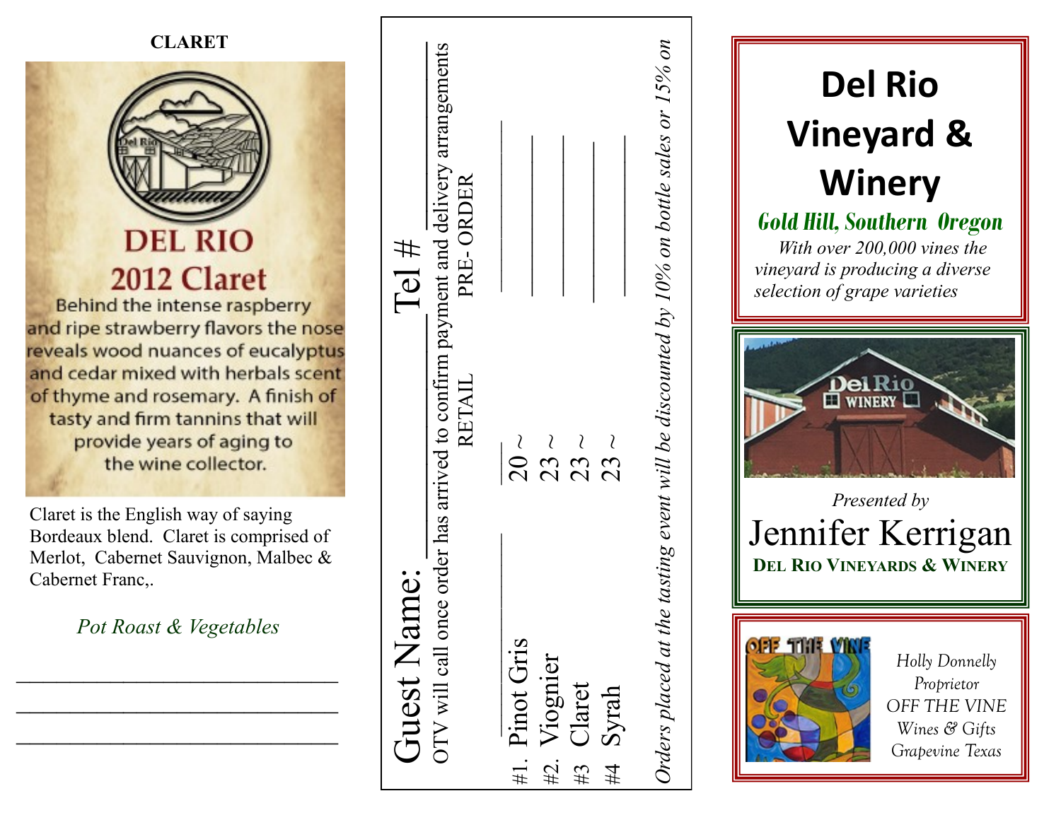## CLARET

**DEL RIO**

**2012 Claret**

Behind the intense raspberry and ripe strawberry flavors the nose reveals wood nuances of eucalyptus and cedar mixed with herbals scent of thyme and rosemary. A finish of tasty and firm tannins that will provide years of aging to the wine collector.

Claret is the English way of saying Bordeaux blend. Claret is comprised of Merlot, Cabernet Sauvignon, Malbec & Cabernet Franc,.

*Pot Roast & Vegetables*

______________________________

______________________________

______________________________

---

Guest Name: ______________________ Tel # ____________

OTV will call once order has arrived to confirm payment and delivery arrangements

| | RETAIL | PRE- ORDER |
|---|---|---|
| #1. Pinot Gris | 20 ~ | ________ |
| #2. Viognier | 23 ~ | ________ |
| #3 Claret | 23 ~ | ________ |
| #4 Syrah | 23 ~ | ________ |

*Orders placed at the tasting event will be discounted by 10% on bottle sales or 15% on*

---

# Del Rio Vineyard & Winery

***Gold Hill, Southern Oregon***

*With over 200,000 vines the vineyard is producing a diverse selection of grape varieties*

*Presented by*

Jennifer Kerrigan

**DEL RIO VINEYARDS & WINERY**

*Holly Donnelly*
*Proprietor*
OFF THE VINE
*Wines & Gifts*
*Grapevine Texas*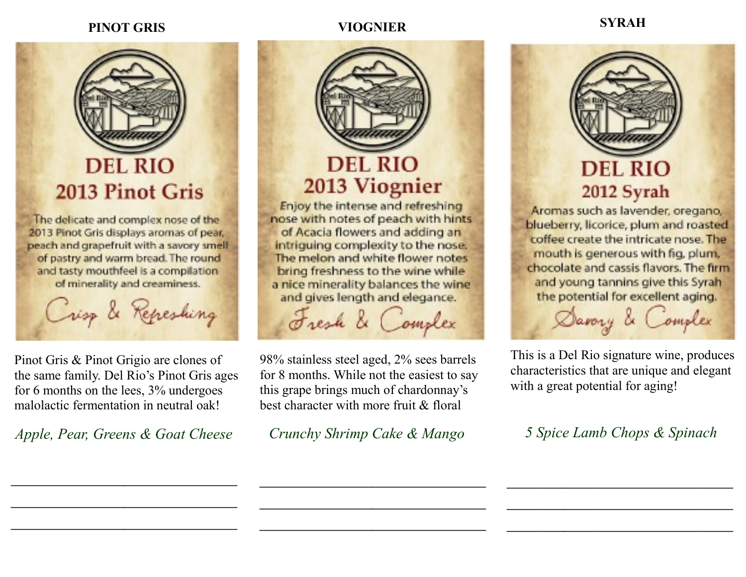## PINOT GRIS

**DEL RIO**
**2013 Pinot Gris**

The delicate and complex nose of the 2013 Pinot Gris displays aromas of pear, peach and grapefruit with a savory smell of pastry and warm bread. The round and tasty mouthfeel is a compilation of minerality and creaminess.

*Crisp & Refreshing*

Pinot Gris & Pinot Grigio are clones of the same family. Del Rio's Pinot Gris ages for 6 months on the lees, 3% undergoes malolactic fermentation in neutral oak!

*Apple, Pear, Greens & Goat Cheese*

______________________________

______________________________

______________________________

## VIOGNIER

**DEL RIO**
**2013 Viognier**

Enjoy the intense and refreshing nose with notes of peach with hints of Acacia flowers and adding an intriguing complexity to the nose. The melon and white flower notes bring freshness to the wine while a nice minerality balances the wine and gives length and elegance.

*Fresh & Complex*

98% stainless steel aged, 2% sees barrels for 8 months. While not the easiest to say this grape brings much of chardonnay's best character with more fruit & floral

*Crunchy Shrimp Cake & Mango*

______________________________

______________________________

______________________________

## SYRAH

**DEL RIO**
**2012 Syrah**

Aromas such as lavender, oregano, blueberry, licorice, plum and roasted coffee create the intricate nose. The mouth is generous with fig, plum, chocolate and cassis flavors. The firm and young tannins give this Syrah the potential for excellent aging.

*Savory & Complex*

This is a Del Rio signature wine, produces characteristics that are unique and elegant with a great potential for aging!

*5 Spice Lamb Chops & Spinach*

______________________________

______________________________

______________________________